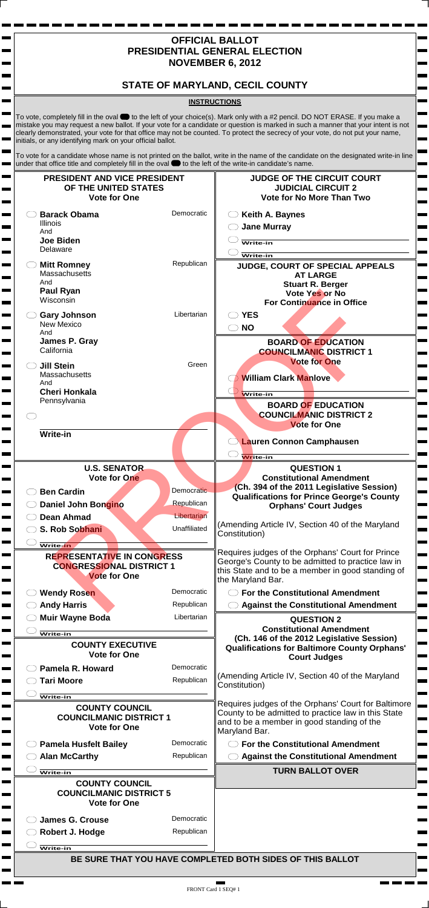# OFFICIAL BALLOT
# PRESIDENTIAL GENERAL ELECTION
# NOVEMBER 6, 2012

## STATE OF MARYLAND, CECIL COUNTY

### INSTRUCTIONS

To vote, completely fill in the oval ⬬ to the left of your choice(s). Mark only with a #2 pencil. DO NOT ERASE. If you make a mistake you may request a new ballot. If your vote for a candidate or question is marked in such a manner that your intent is not clearly demonstrated, your vote for that office may not be counted. To protect the secrecy of your vote, do not put your name, initials, or any identifying mark on your official ballot.

To vote for a candidate whose name is not printed on the ballot, write in the name of the candidate on the designated write-in line under that office title and completely fill in the oval ⬬ to the left of the write-in candidate's name.

PROOF

### PRESIDENT AND VICE PRESIDENT OF THE UNITED STATES
**Vote for One**

- ◯ **Barack Obama** Illinois And **Joe Biden** Delaware — Democratic
- ◯ **Mitt Romney** Massachusetts And **Paul Ryan** Wisconsin — Republican
- ◯ **Gary Johnson** New Mexico And **James P. Gray** California — Libertarian
- ◯ **Jill Stein** Massachusetts And **Cheri Honkala** Pennsylvania — Green
- ◯ ________ **Write-in**

### U.S. SENATOR
**Vote for One**

- ◯ **Ben Cardin** — Democratic
- ◯ **Daniel John Bongino** — Republican
- ◯ **Dean Ahmad** — Libertarian
- ◯ **S. Rob Sobhani** — Unaffiliated
- ◯ ________ **Write-in**

### REPRESENTATIVE IN CONGRESS CONGRESSIONAL DISTRICT 1
**Vote for One**

- ◯ **Wendy Rosen** — Democratic
- ◯ **Andy Harris** — Republican
- ◯ **Muir Wayne Boda** — Libertarian
- ◯ ________ **Write-in**

### COUNTY EXECUTIVE
**Vote for One**

- ◯ **Pamela R. Howard** — Democratic
- ◯ **Tari Moore** — Republican
- ◯ ________ **Write-in**

### COUNTY COUNCIL COUNCILMANIC DISTRICT 1
**Vote for One**

- ◯ **Pamela Husfelt Bailey** — Democratic
- ◯ **Alan McCarthy** — Republican
- ◯ ________ **Write-in**

### COUNTY COUNCIL COUNCILMANIC DISTRICT 5
**Vote for One**

- ◯ **James G. Crouse** — Democratic
- ◯ **Robert J. Hodge** — Republican
- ◯ ________ **Write-in**

### JUDGE OF THE CIRCUIT COURT JUDICIAL CIRCUIT 2
**Vote for No More Than Two**

- ◯ **Keith A. Baynes**
- ◯ **Jane Murray**
- ◯ ________ **Write-in**
- ◯ ________ **Write-in**

### JUDGE, COURT OF SPECIAL APPEALS AT LARGE
**Stuart R. Berger**
**Vote Yes or No**
**For Continuance in Office**

- ◯ **YES**
- ◯ **NO**

### BOARD OF EDUCATION COUNCILMANIC DISTRICT 1
**Vote for One**

- ◯ **William Clark Manlove**
- ◯ ________ **Write-in**

### BOARD OF EDUCATION COUNCILMANIC DISTRICT 2
**Vote for One**

- ◯ **Lauren Connon Camphausen**
- ◯ ________ **Write-in**

### QUESTION 1
**Constitutional Amendment**
**(Ch. 394 of the 2011 Legislative Session)**
**Qualifications for Prince George's County Orphans' Court Judges**

(Amending Article IV, Section 40 of the Maryland Constitution)

Requires judges of the Orphans' Court for Prince George's County to be admitted to practice law in this State and to be a member in good standing of the Maryland Bar.

- ◯ **For the Constitutional Amendment**
- ◯ **Against the Constitutional Amendment**

### QUESTION 2
**Constitutional Amendment**
**(Ch. 146 of the 2012 Legislative Session)**
**Qualifications for Baltimore County Orphans' Court Judges**

(Amending Article IV, Section 40 of the Maryland Constitution)

Requires judges of the Orphans' Court for Baltimore County to be admitted to practice law in this State and to be a member in good standing of the Maryland Bar.

- ◯ **For the Constitutional Amendment**
- ◯ **Against the Constitutional Amendment**

**TURN BALLOT OVER**

**BE SURE THAT YOU HAVE COMPLETED BOTH SIDES OF THIS BALLOT**

FRONT Card 1 SEQ# 1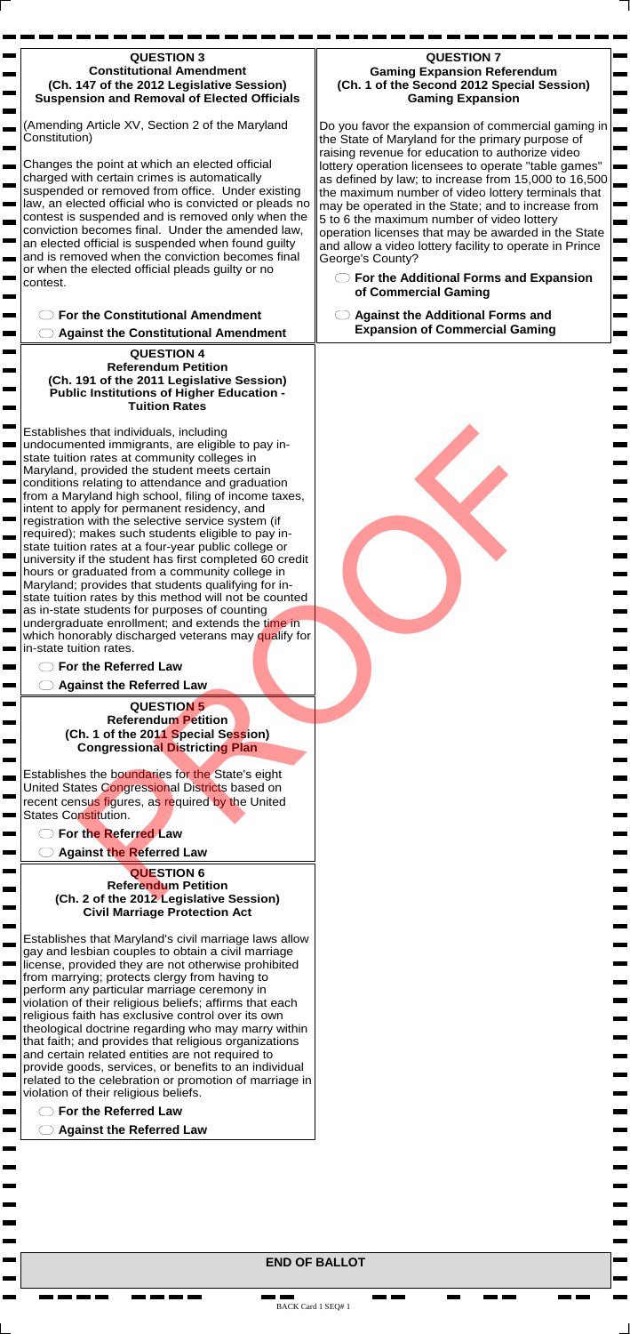## QUESTION 3
**Constitutional Amendment**
**(Ch. 147 of the 2012 Legislative Session)**
**Suspension and Removal of Elected Officials**

(Amending Article XV, Section 2 of the Maryland Constitution)

Changes the point at which an elected official charged with certain crimes is automatically suspended or removed from office. Under existing law, an elected official who is convicted or pleads no contest is suspended and is removed only when the conviction becomes final. Under the amended law, an elected official is suspended when found guilty and is removed when the conviction becomes final or when the elected official pleads guilty or no contest.

- **For the Constitutional Amendment**
- **Against the Constitutional Amendment**

## QUESTION 4
**Referendum Petition**
**(Ch. 191 of the 2011 Legislative Session)**
**Public Institutions of Higher Education - Tuition Rates**

Establishes that individuals, including undocumented immigrants, are eligible to pay in-state tuition rates at community colleges in Maryland, provided the student meets certain conditions relating to attendance and graduation from a Maryland high school, filing of income taxes, intent to apply for permanent residency, and registration with the selective service system (if required); makes such students eligible to pay in-state tuition rates at a four-year public college or university if the student has first completed 60 credit hours or graduated from a community college in Maryland; provides that students qualifying for in-state tuition rates by this method will not be counted as in-state students for purposes of counting undergraduate enrollment; and extends the time in which honorably discharged veterans may qualify for in-state tuition rates.

- **For the Referred Law**
- **Against the Referred Law**

## QUESTION 5
**Referendum Petition**
**(Ch. 1 of the 2011 Special Session)**
**Congressional Districting Plan**

Establishes the boundaries for the State's eight United States Congressional Districts based on recent census figures, as required by the United States Constitution.

- **For the Referred Law**
- **Against the Referred Law**

## QUESTION 6
**Referendum Petition**
**(Ch. 2 of the 2012 Legislative Session)**
**Civil Marriage Protection Act**

Establishes that Maryland's civil marriage laws allow gay and lesbian couples to obtain a civil marriage license, provided they are not otherwise prohibited from marrying; protects clergy from having to perform any particular marriage ceremony in violation of their religious beliefs; affirms that each religious faith has exclusive control over its own theological doctrine regarding who may marry within that faith; and provides that religious organizations and certain related entities are not required to provide goods, services, or benefits to an individual related to the celebration or promotion of marriage in violation of their religious beliefs.

- **For the Referred Law**
- **Against the Referred Law**

## QUESTION 7
**Gaming Expansion Referendum**
**(Ch. 1 of the Second 2012 Special Session)**
**Gaming Expansion**

Do you favor the expansion of commercial gaming in the State of Maryland for the primary purpose of raising revenue for education to authorize video lottery operation licensees to operate "table games" as defined by law; to increase from 15,000 to 16,500 the maximum number of video lottery terminals that may be operated in the State; and to increase from 5 to 6 the maximum number of video lottery operation licenses that may be awarded in the State and allow a video lottery facility to operate in Prince George's County?

- **For the Additional Forms and Expansion of Commercial Gaming**
- **Against the Additional Forms and Expansion of Commercial Gaming**

PROOF

**END OF BALLOT**

BACK Card 1 SEQ# 1